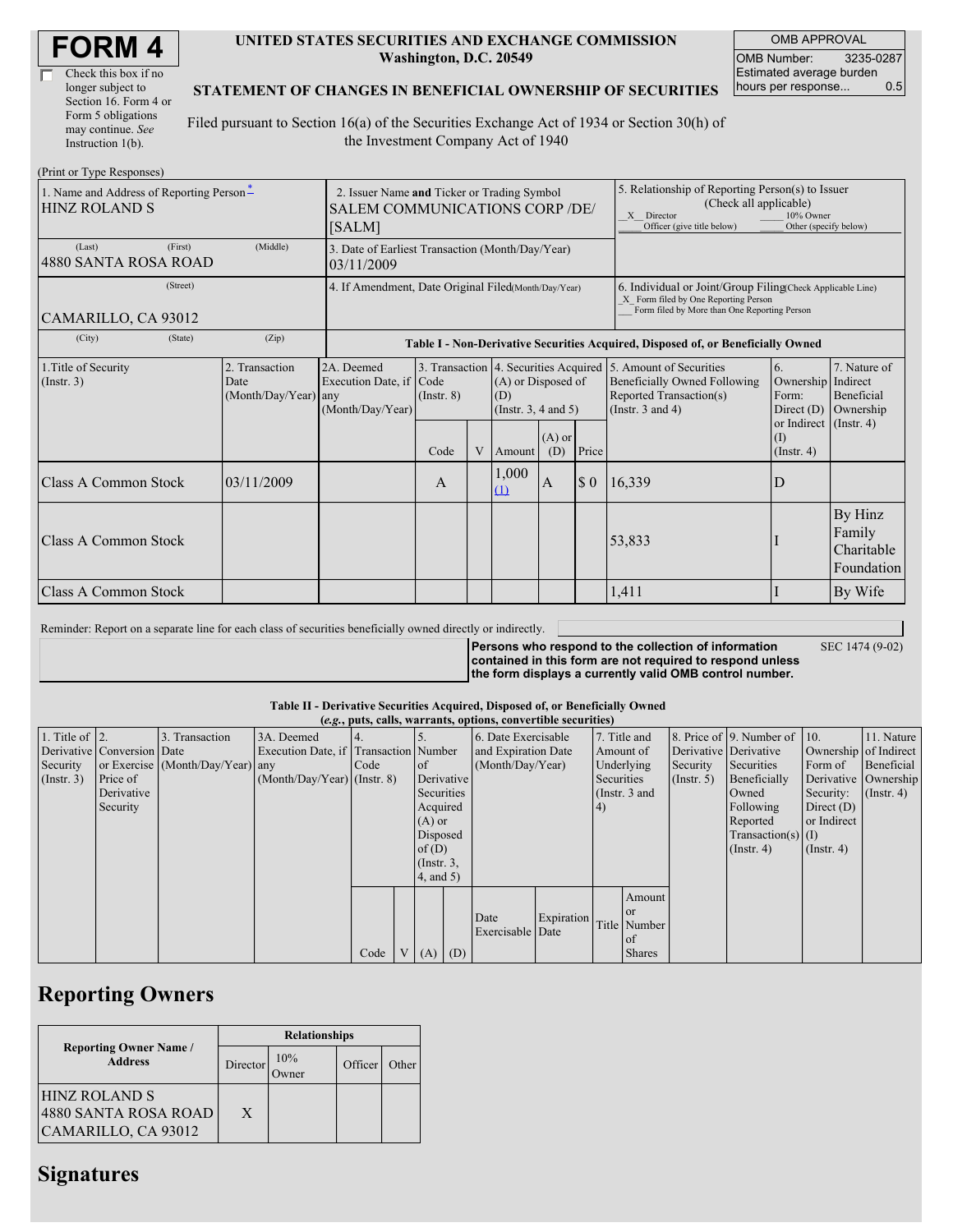# FORM 4

☐ Check this box if no longer subject to Section 16. Form 4 or Form 5 obligations may continue. *See* Instruction 1(b).

**UNITED STATES SECURITIES AND EXCHANGE COMMISSION**
**Washington, D.C. 20549**

**STATEMENT OF CHANGES IN BENEFICIAL OWNERSHIP OF SECURITIES**

Filed pursuant to Section 16(a) of the Securities Exchange Act of 1934 or Section 30(h) of the Investment Company Act of 1940

| OMB APPROVAL | |
|---|---|
| OMB Number: | 3235-0287 |
| Estimated average burden hours per response... | 0.5 |

(Print or Type Responses)

| 1. Name and Address of Reporting Person* | 2. Issuer Name **and** Ticker or Trading Symbol | 5. Relationship of Reporting Person(s) to Issuer (Check all applicable) |
|---|---|---|
| HINZ ROLAND S | SALEM COMMUNICATIONS CORP /DE/ [SALM] | _X_ Director ___ 10% Owner ___ Officer (give title below) ___ Other (specify below) |
| (Last) (First) (Middle) 4880 SANTA ROSA ROAD | 3. Date of Earliest Transaction (Month/Day/Year) 03/11/2009 | |
| (Street) CAMARILLO, CA 93012 | 4. If Amendment, Date Original Filed (Month/Day/Year) | 6. Individual or Joint/Group Filing (Check Applicable Line) _X_ Form filed by One Reporting Person ___ Form filed by More than One Reporting Person |
| (City) (State) (Zip) | | |

**Table I - Non-Derivative Securities Acquired, Disposed of, or Beneficially Owned**

| 1.Title of Security (Instr. 3) | 2. Transaction Date (Month/Day/Year) | 2A. Deemed Execution Date, if any (Month/Day/Year) | 3. Transaction Code (Instr. 8) | | 4. Securities Acquired (A) or Disposed of (D) (Instr. 3, 4 and 5) | | | 5. Amount of Securities Beneficially Owned Following Reported Transaction(s) (Instr. 3 and 4) | 6. Ownership Form: Direct (D) or Indirect (I) (Instr. 4) | 7. Nature of Indirect Beneficial Ownership (Instr. 4) |
|---|---|---|---|---|---|---|---|---|---|---|
| | | | Code | V | Amount | (A) or (D) | Price | | | |
| Class A Common Stock | 03/11/2009 | | A | | 1,000 (1) | A | $ 0 | 16,339 | D | |
| Class A Common Stock | | | | | | | | 53,833 | I | By Hinz Family Charitable Foundation |
| Class A Common Stock | | | | | | | | 1,411 | I | By Wife |

Reminder: Report on a separate line for each class of securities beneficially owned directly or indirectly.

**Persons who respond to the collection of information contained in this form are not required to respond unless the form displays a currently valid OMB control number.** SEC 1474 (9-02)

**Table II - Derivative Securities Acquired, Disposed of, or Beneficially Owned**
**(*e.g.*, puts, calls, warrants, options, convertible securities)**

| 1. Title of Derivative Security (Instr. 3) | 2. Conversion or Exercise Price of Derivative Security | 3. Transaction Date (Month/Day/Year) | 3A. Deemed Execution Date, if any (Month/Day/Year) | 4. Transaction Code (Instr. 8) | | 5. Number of Derivative Securities Acquired (A) or Disposed of (D) (Instr. 3, 4, and 5) | | 6. Date Exercisable and Expiration Date (Month/Day/Year) | | 7. Title and Amount of Underlying Securities (Instr. 3 and 4) | | 8. Price of Derivative Security (Instr. 5) | 9. Number of Derivative Securities Beneficially Owned Following Reported Transaction(s) (Instr. 4) | 10. Ownership Form of Derivative Security: Direct (D) or Indirect (I) (Instr. 4) | 11. Nature of Indirect Beneficial Ownership (Instr. 4) |
|---|---|---|---|---|---|---|---|---|---|---|---|---|---|---|---|
| | | | | Code | V | (A) | (D) | Date Exercisable | Expiration Date | Title | Amount or Number of Shares | | | | |

## Reporting Owners

| Reporting Owner Name / Address | Relationships | | | |
|---|---|---|---|---|
| | Director | 10% Owner | Officer | Other |
| HINZ ROLAND S 4880 SANTA ROSA ROAD CAMARILLO, CA 93012 | X | | | |

## Signatures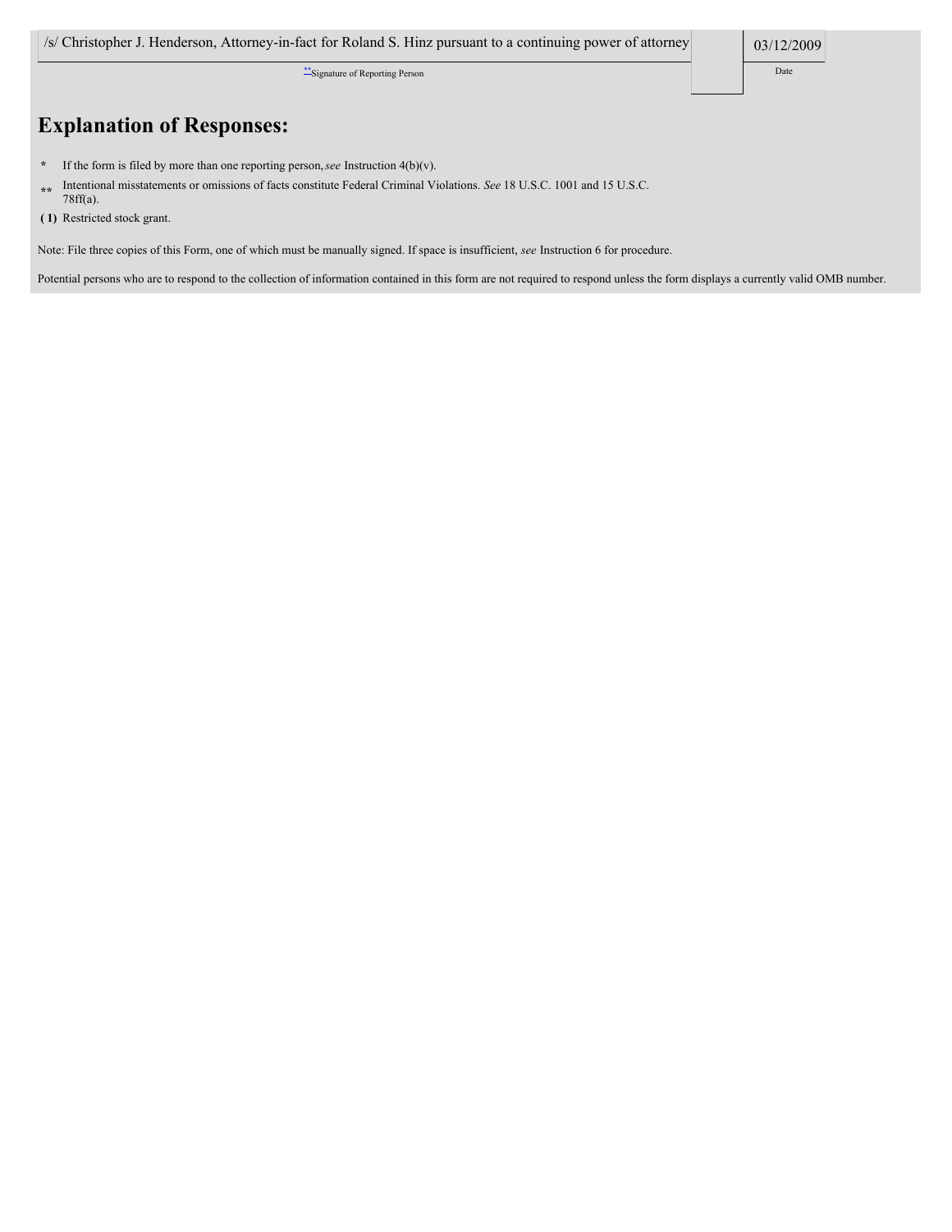| /s/ Christopher J. Henderson, Attorney-in-fact for Roland S. Hinz pursuant to a continuing power of attorney | | 03/12/2009 |
| --- | --- | --- |
| ** Signature of Reporting Person | | Date |

## Explanation of Responses:

\* If the form is filed by more than one reporting person, *see* Instruction 4(b)(v).

\*\* Intentional misstatements or omissions of facts constitute Federal Criminal Violations. *See* 18 U.S.C. 1001 and 15 U.S.C. 78ff(a).

( 1) Restricted stock grant.

Note: File three copies of this Form, one of which must be manually signed. If space is insufficient, *see* Instruction 6 for procedure.

Potential persons who are to respond to the collection of information contained in this form are not required to respond unless the form displays a currently valid OMB number.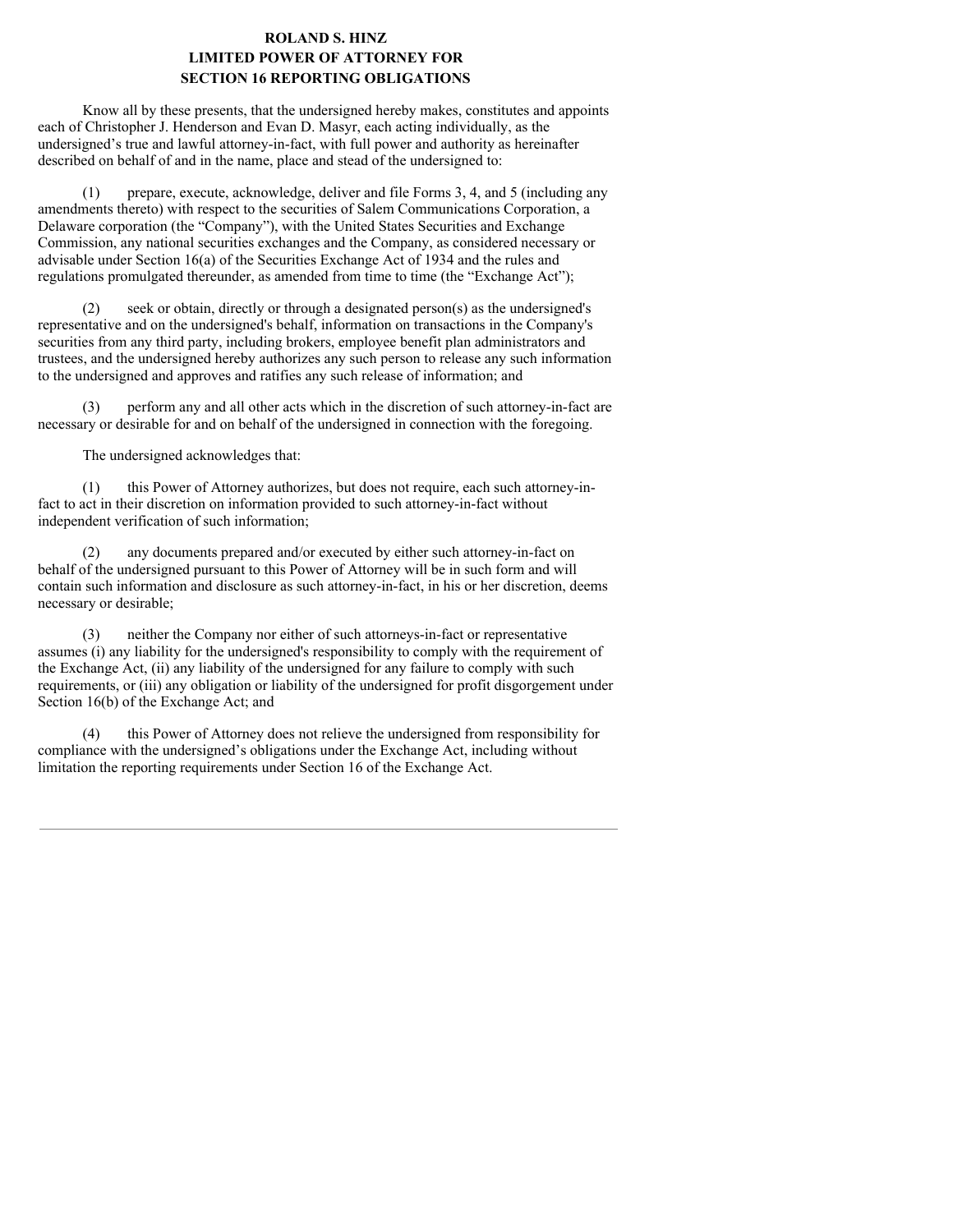**ROLAND S. HINZ**
**LIMITED POWER OF ATTORNEY FOR**
**SECTION 16 REPORTING OBLIGATIONS**

Know all by these presents, that the undersigned hereby makes, constitutes and appoints each of Christopher J. Henderson and Evan D. Masyr, each acting individually, as the undersigned's true and lawful attorney-in-fact, with full power and authority as hereinafter described on behalf of and in the name, place and stead of the undersigned to:

(1) prepare, execute, acknowledge, deliver and file Forms 3, 4, and 5 (including any amendments thereto) with respect to the securities of Salem Communications Corporation, a Delaware corporation (the "Company"), with the United States Securities and Exchange Commission, any national securities exchanges and the Company, as considered necessary or advisable under Section 16(a) of the Securities Exchange Act of 1934 and the rules and regulations promulgated thereunder, as amended from time to time (the "Exchange Act");

(2) seek or obtain, directly or through a designated person(s) as the undersigned's representative and on the undersigned's behalf, information on transactions in the Company's securities from any third party, including brokers, employee benefit plan administrators and trustees, and the undersigned hereby authorizes any such person to release any such information to the undersigned and approves and ratifies any such release of information; and

(3) perform any and all other acts which in the discretion of such attorney-in-fact are necessary or desirable for and on behalf of the undersigned in connection with the foregoing.

The undersigned acknowledges that:

(1) this Power of Attorney authorizes, but does not require, each such attorney-in-fact to act in their discretion on information provided to such attorney-in-fact without independent verification of such information;

(2) any documents prepared and/or executed by either such attorney-in-fact on behalf of the undersigned pursuant to this Power of Attorney will be in such form and will contain such information and disclosure as such attorney-in-fact, in his or her discretion, deems necessary or desirable;

(3) neither the Company nor either of such attorneys-in-fact or representative assumes (i) any liability for the undersigned's responsibility to comply with the requirement of the Exchange Act, (ii) any liability of the undersigned for any failure to comply with such requirements, or (iii) any obligation or liability of the undersigned for profit disgorgement under Section 16(b) of the Exchange Act; and

(4) this Power of Attorney does not relieve the undersigned from responsibility for compliance with the undersigned's obligations under the Exchange Act, including without limitation the reporting requirements under Section 16 of the Exchange Act.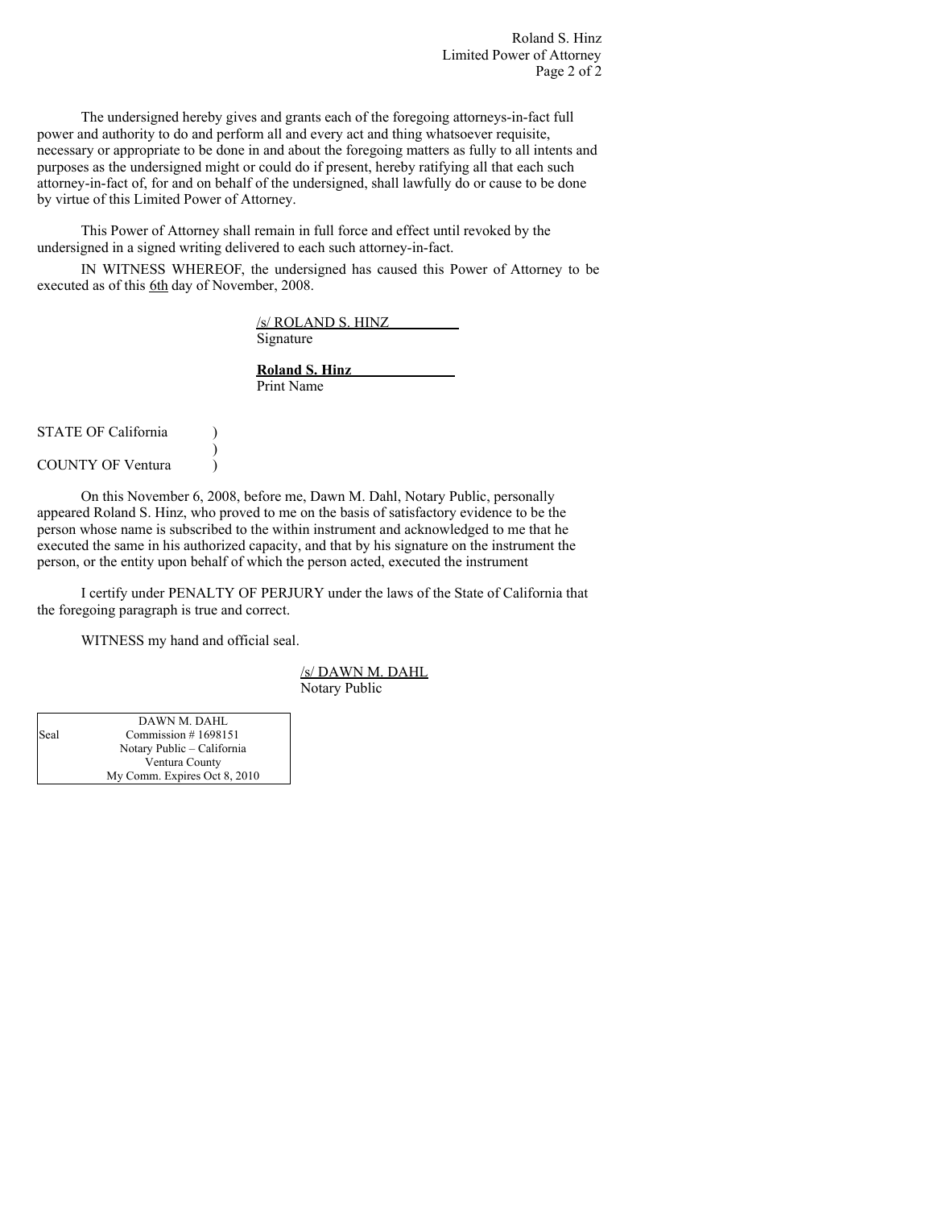The undersigned hereby gives and grants each of the foregoing attorneys-in-fact full power and authority to do and perform all and every act and thing whatsoever requisite, necessary or appropriate to be done in and about the foregoing matters as fully to all intents and purposes as the undersigned might or could do if present, hereby ratifying all that each such attorney-in-fact of, for and on behalf of the undersigned, shall lawfully do or cause to be done by virtue of this Limited Power of Attorney.

This Power of Attorney shall remain in full force and effect until revoked by the undersigned in a signed writing delivered to each such attorney-in-fact.

IN WITNESS WHEREOF, the undersigned has caused this Power of Attorney to be executed as of this 6th day of November, 2008.

/s/ ROLAND S. HINZ
Signature

**Roland S. Hinz**
Print Name

STATE OF California )
)
COUNTY OF Ventura )

On this November 6, 2008, before me, Dawn M. Dahl, Notary Public, personally appeared Roland S. Hinz, who proved to me on the basis of satisfactory evidence to be the person whose name is subscribed to the within instrument and acknowledged to me that he executed the same in his authorized capacity, and that by his signature on the instrument the person, or the entity upon behalf of which the person acted, executed the instrument

I certify under PENALTY OF PERJURY under the laws of the State of California that the foregoing paragraph is true and correct.

WITNESS my hand and official seal.

/s/ DAWN M. DAHL
Notary Public

Seal
DAWN M. DAHL
Commission # 1698151
Notary Public – California
Ventura County
My Comm. Expires Oct 8, 2010